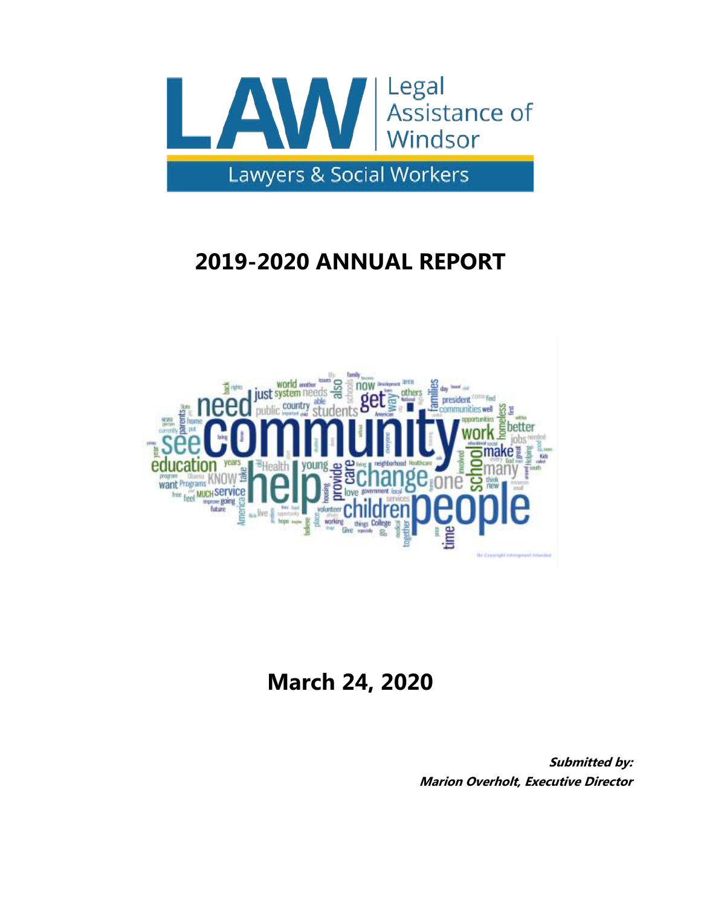LAW | Legal Assistance of Windsor

Lawyers & Social Workers

# 2019-2020 ANNUAL REPORT

## March 24, 2020

***Submitted by:***
***Marion Overholt, Executive Director***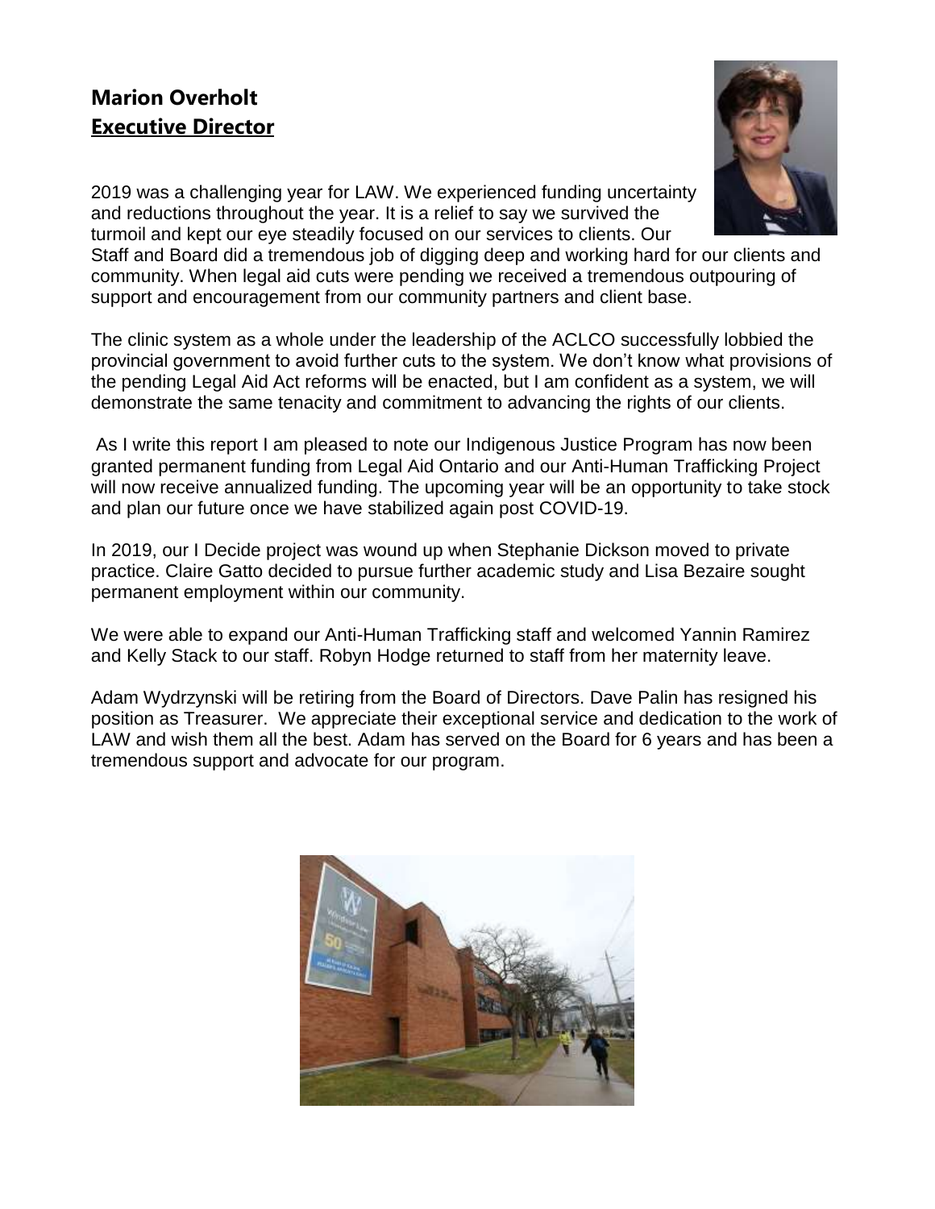## **Marion Overholt**
## **Executive Director**

2019 was a challenging year for LAW. We experienced funding uncertainty and reductions throughout the year. It is a relief to say we survived the turmoil and kept our eye steadily focused on our services to clients. Our Staff and Board did a tremendous job of digging deep and working hard for our clients and community. When legal aid cuts were pending we received a tremendous outpouring of support and encouragement from our community partners and client base.

The clinic system as a whole under the leadership of the ACLCO successfully lobbied the provincial government to avoid further cuts to the system. We don't know what provisions of the pending Legal Aid Act reforms will be enacted, but I am confident as a system, we will demonstrate the same tenacity and commitment to advancing the rights of our clients.

As I write this report I am pleased to note our Indigenous Justice Program has now been granted permanent funding from Legal Aid Ontario and our Anti-Human Trafficking Project will now receive annualized funding. The upcoming year will be an opportunity to take stock and plan our future once we have stabilized again post COVID-19.

In 2019, our I Decide project was wound up when Stephanie Dickson moved to private practice. Claire Gatto decided to pursue further academic study and Lisa Bezaire sought permanent employment within our community.

We were able to expand our Anti-Human Trafficking staff and welcomed Yannin Ramirez and Kelly Stack to our staff. Robyn Hodge returned to staff from her maternity leave.

Adam Wydrzynski will be retiring from the Board of Directors. Dave Palin has resigned his position as Treasurer. We appreciate their exceptional service and dedication to the work of LAW and wish them all the best. Adam has served on the Board for 6 years and has been a tremendous support and advocate for our program.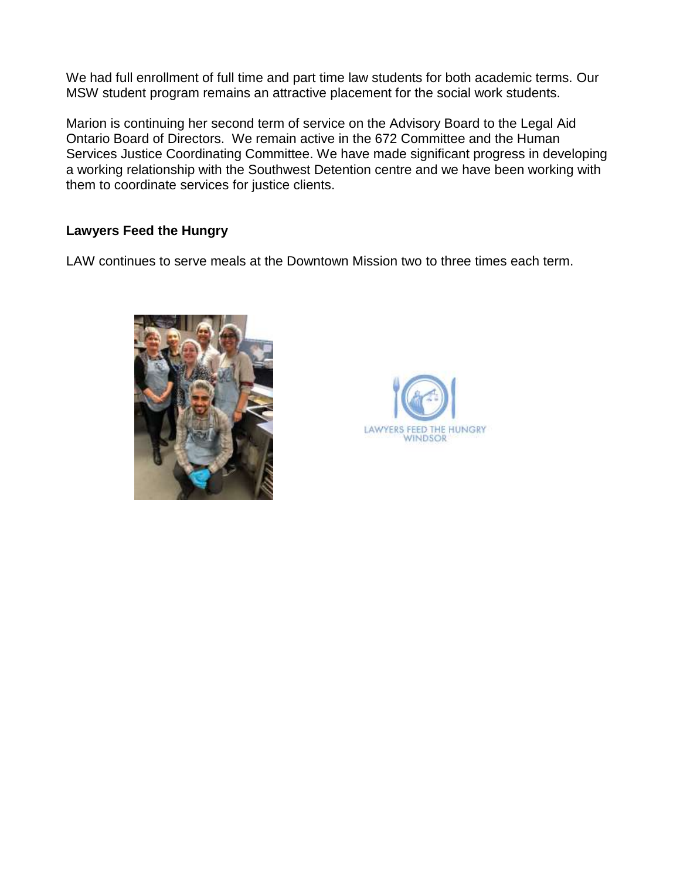We had full enrollment of full time and part time law students for both academic terms. Our MSW student program remains an attractive placement for the social work students.

Marion is continuing her second term of service on the Advisory Board to the Legal Aid Ontario Board of Directors. We remain active in the 672 Committee and the Human Services Justice Coordinating Committee. We have made significant progress in developing a working relationship with the Southwest Detention centre and we have been working with them to coordinate services for justice clients.

**Lawyers Feed the Hungry**

LAW continues to serve meals at the Downtown Mission two to three times each term.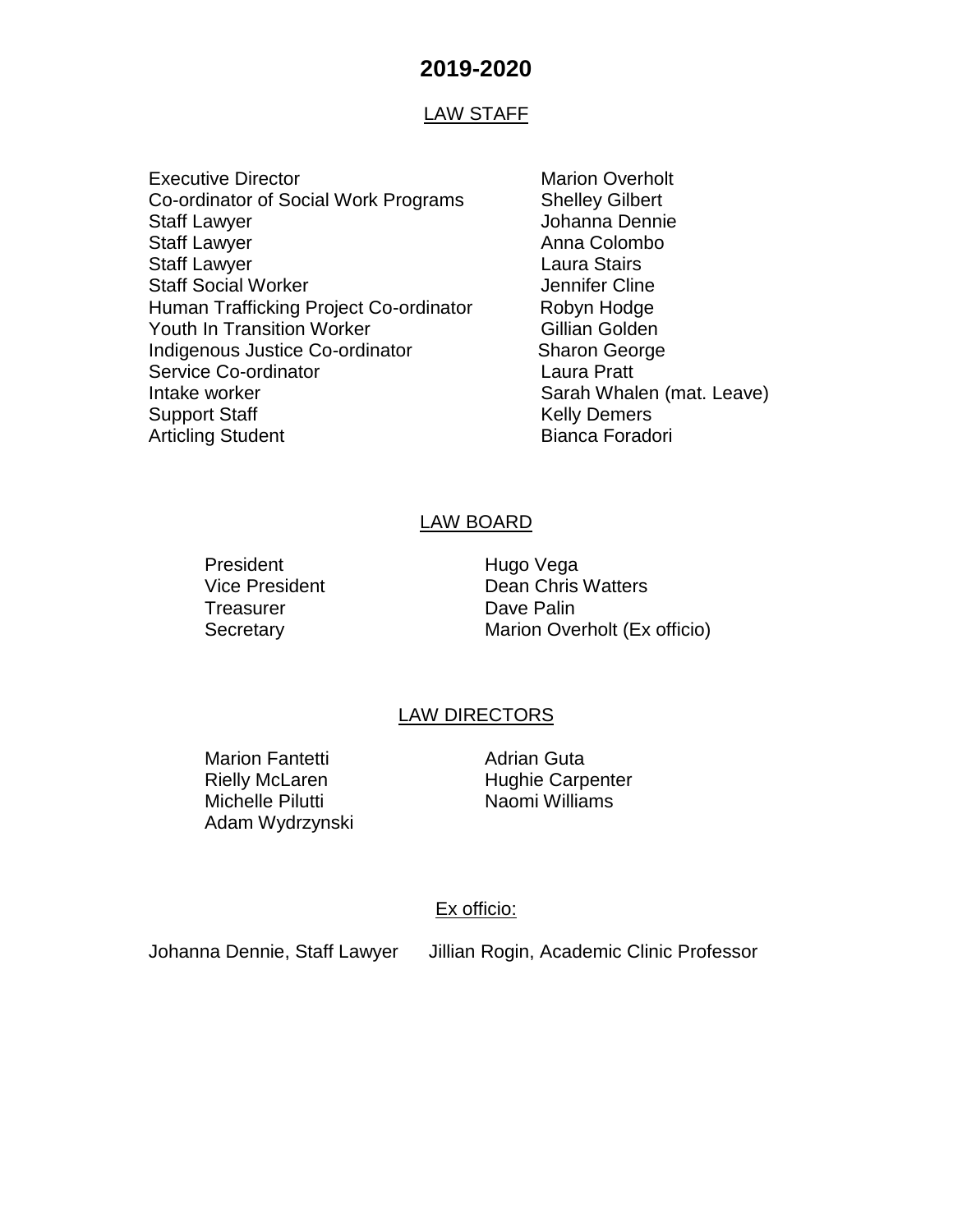# 2019-2020

## LAW STAFF

| | |
|---|---|
| Executive Director | Marion Overholt |
| Co-ordinator of Social Work Programs | Shelley Gilbert |
| Staff Lawyer | Johanna Dennie |
| Staff Lawyer | Anna Colombo |
| Staff Lawyer | Laura Stairs |
| Staff Social Worker | Jennifer Cline |
| Human Trafficking Project Co-ordinator | Robyn Hodge |
| Youth In Transition Worker | Gillian Golden |
| Indigenous Justice Co-ordinator | Sharon George |
| Service Co-ordinator | Laura Pratt |
| Intake worker | Sarah Whalen (mat. Leave) |
| Support Staff | Kelly Demers |
| Articling Student | Bianca Foradori |

## LAW BOARD

| | |
|---|---|
| President | Hugo Vega |
| Vice President | Dean Chris Watters |
| Treasurer | Dave Palin |
| Secretary | Marion Overholt (Ex officio) |

## LAW DIRECTORS

| | |
|---|---|
| Marion Fantetti | Adrian Guta |
| Rielly McLaren | Hughie Carpenter |
| Michelle Pilutti | Naomi Williams |
| Adam Wydrzynski | |

### Ex officio:

Johanna Dennie, Staff Lawyer Jillian Rogin, Academic Clinic Professor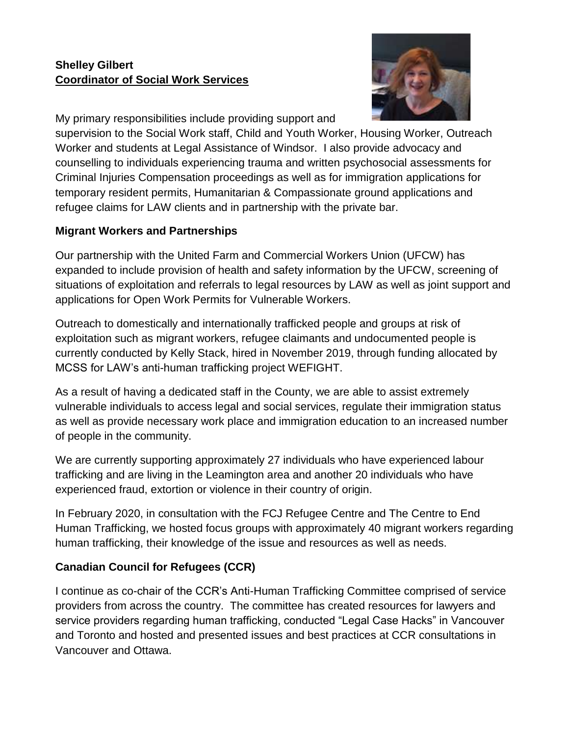**Shelley Gilbert**
**Coordinator of Social Work Services**

My primary responsibilities include providing support and supervision to the Social Work staff, Child and Youth Worker, Housing Worker, Outreach Worker and students at Legal Assistance of Windsor. I also provide advocacy and counselling to individuals experiencing trauma and written psychosocial assessments for Criminal Injuries Compensation proceedings as well as for immigration applications for temporary resident permits, Humanitarian & Compassionate ground applications and refugee claims for LAW clients and in partnership with the private bar.

**Migrant Workers and Partnerships**

Our partnership with the United Farm and Commercial Workers Union (UFCW) has expanded to include provision of health and safety information by the UFCW, screening of situations of exploitation and referrals to legal resources by LAW as well as joint support and applications for Open Work Permits for Vulnerable Workers.

Outreach to domestically and internationally trafficked people and groups at risk of exploitation such as migrant workers, refugee claimants and undocumented people is currently conducted by Kelly Stack, hired in November 2019, through funding allocated by MCSS for LAW's anti-human trafficking project WEFIGHT.

As a result of having a dedicated staff in the County, we are able to assist extremely vulnerable individuals to access legal and social services, regulate their immigration status as well as provide necessary work place and immigration education to an increased number of people in the community.

We are currently supporting approximately 27 individuals who have experienced labour trafficking and are living in the Leamington area and another 20 individuals who have experienced fraud, extortion or violence in their country of origin.

In February 2020, in consultation with the FCJ Refugee Centre and The Centre to End Human Trafficking, we hosted focus groups with approximately 40 migrant workers regarding human trafficking, their knowledge of the issue and resources as well as needs.

**Canadian Council for Refugees (CCR)**

I continue as co-chair of the CCR's Anti-Human Trafficking Committee comprised of service providers from across the country. The committee has created resources for lawyers and service providers regarding human trafficking, conducted "Legal Case Hacks" in Vancouver and Toronto and hosted and presented issues and best practices at CCR consultations in Vancouver and Ottawa.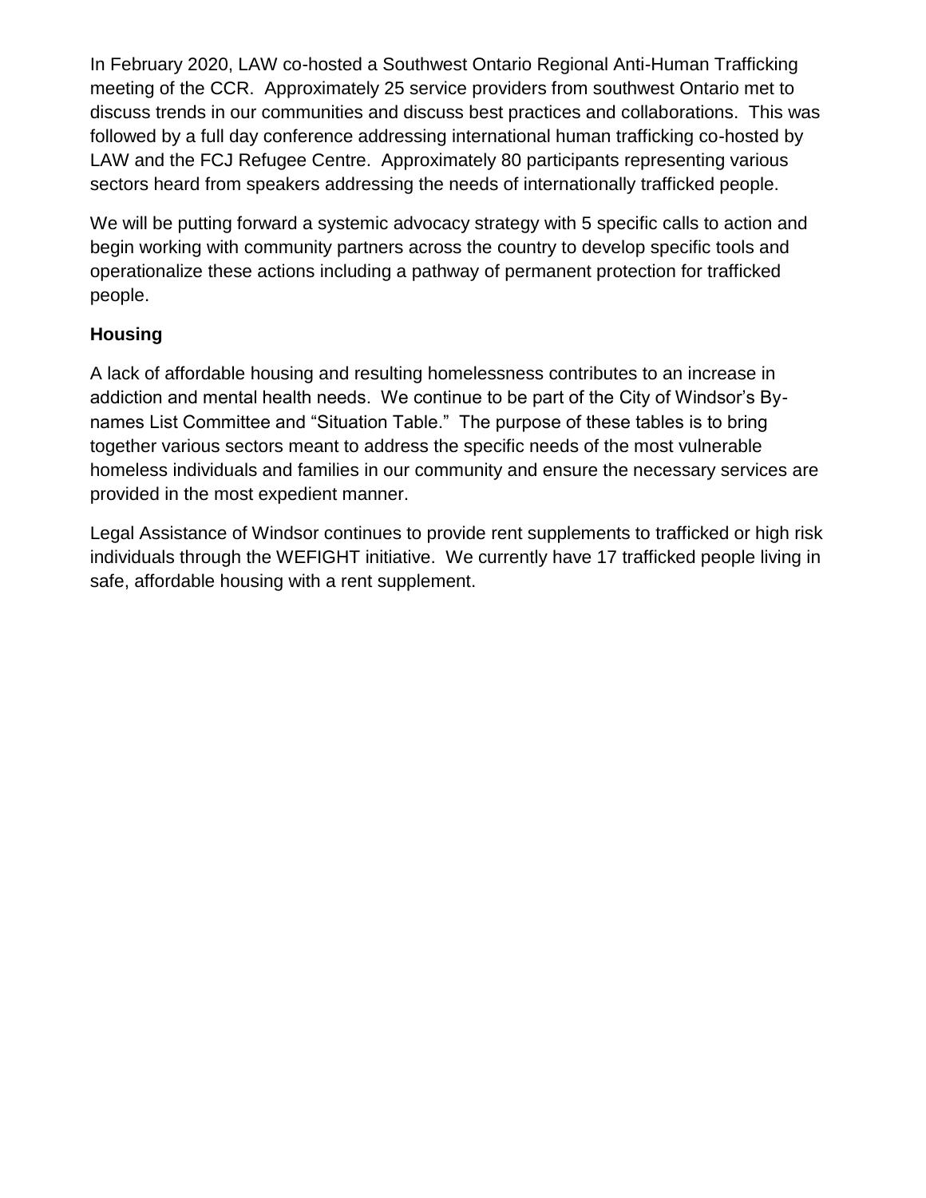In February 2020, LAW co-hosted a Southwest Ontario Regional Anti-Human Trafficking meeting of the CCR. Approximately 25 service providers from southwest Ontario met to discuss trends in our communities and discuss best practices and collaborations. This was followed by a full day conference addressing international human trafficking co-hosted by LAW and the FCJ Refugee Centre. Approximately 80 participants representing various sectors heard from speakers addressing the needs of internationally trafficked people.

We will be putting forward a systemic advocacy strategy with 5 specific calls to action and begin working with community partners across the country to develop specific tools and operationalize these actions including a pathway of permanent protection for trafficked people.

**Housing**

A lack of affordable housing and resulting homelessness contributes to an increase in addiction and mental health needs. We continue to be part of the City of Windsor's By-names List Committee and "Situation Table." The purpose of these tables is to bring together various sectors meant to address the specific needs of the most vulnerable homeless individuals and families in our community and ensure the necessary services are provided in the most expedient manner.

Legal Assistance of Windsor continues to provide rent supplements to trafficked or high risk individuals through the WEFIGHT initiative. We currently have 17 trafficked people living in safe, affordable housing with a rent supplement.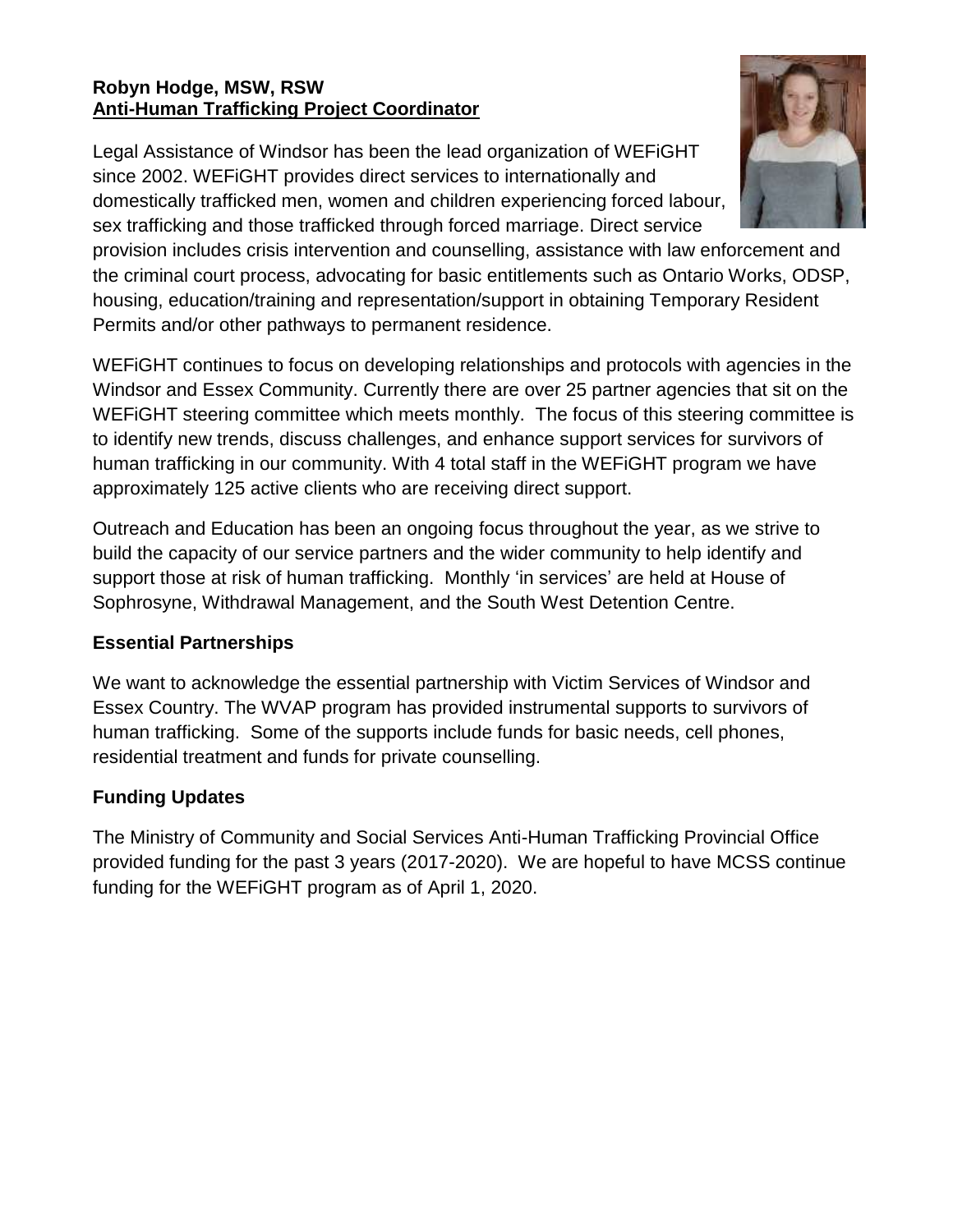**Robyn Hodge, MSW, RSW**
**Anti-Human Trafficking Project Coordinator**

Legal Assistance of Windsor has been the lead organization of WEFiGHT since 2002. WEFiGHT provides direct services to internationally and domestically trafficked men, women and children experiencing forced labour, sex trafficking and those trafficked through forced marriage. Direct service provision includes crisis intervention and counselling, assistance with law enforcement and the criminal court process, advocating for basic entitlements such as Ontario Works, ODSP, housing, education/training and representation/support in obtaining Temporary Resident Permits and/or other pathways to permanent residence.

WEFiGHT continues to focus on developing relationships and protocols with agencies in the Windsor and Essex Community. Currently there are over 25 partner agencies that sit on the WEFiGHT steering committee which meets monthly. The focus of this steering committee is to identify new trends, discuss challenges, and enhance support services for survivors of human trafficking in our community. With 4 total staff in the WEFiGHT program we have approximately 125 active clients who are receiving direct support.

Outreach and Education has been an ongoing focus throughout the year, as we strive to build the capacity of our service partners and the wider community to help identify and support those at risk of human trafficking. Monthly 'in services' are held at House of Sophrosyne, Withdrawal Management, and the South West Detention Centre.

### Essential Partnerships

We want to acknowledge the essential partnership with Victim Services of Windsor and Essex Country. The WVAP program has provided instrumental supports to survivors of human trafficking. Some of the supports include funds for basic needs, cell phones, residential treatment and funds for private counselling.

### Funding Updates

The Ministry of Community and Social Services Anti-Human Trafficking Provincial Office provided funding for the past 3 years (2017-2020). We are hopeful to have MCSS continue funding for the WEFiGHT program as of April 1, 2020.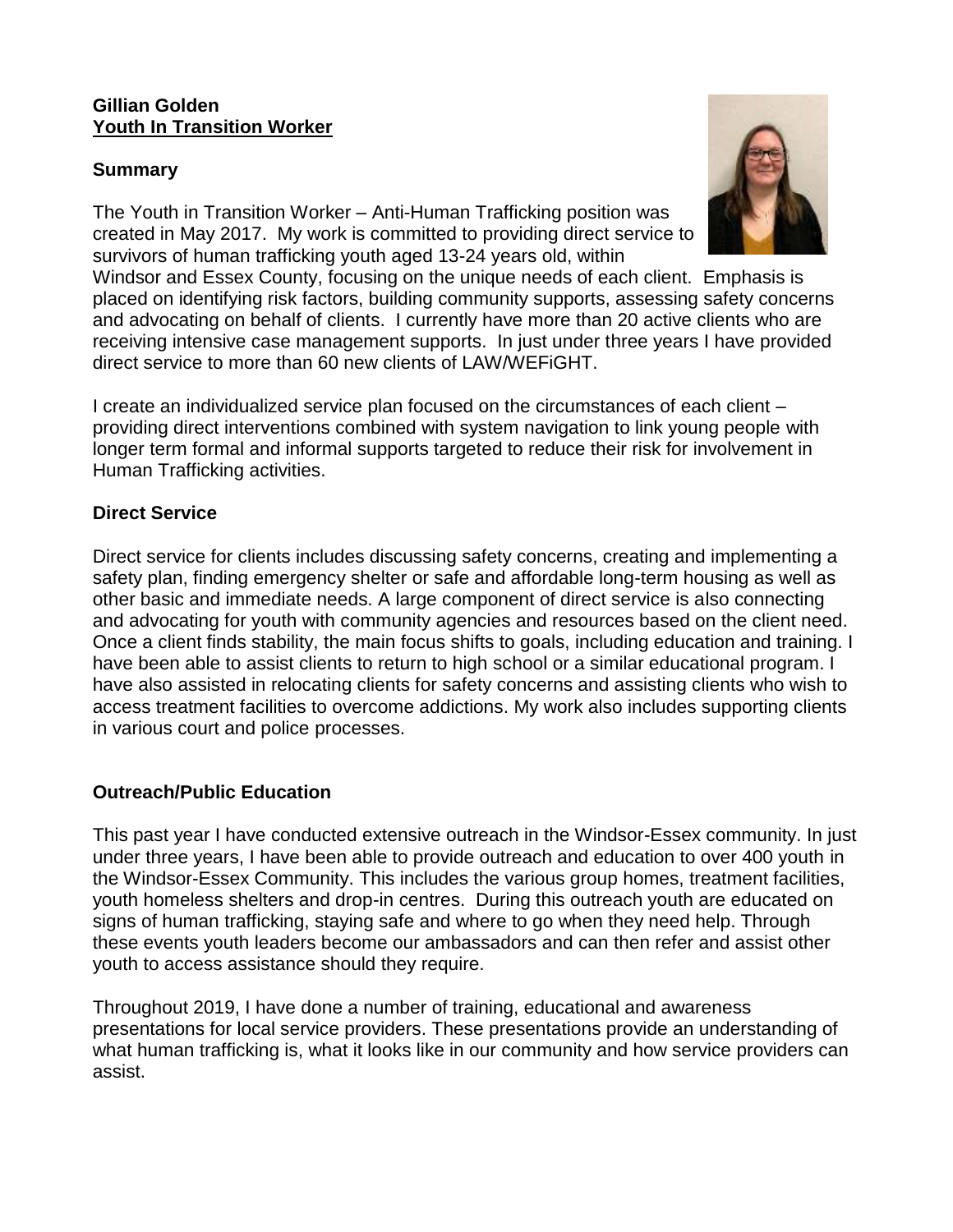**Gillian Golden**
**Youth In Transition Worker**

**Summary**

The Youth in Transition Worker – Anti-Human Trafficking position was created in May 2017. My work is committed to providing direct service to survivors of human trafficking youth aged 13-24 years old, within Windsor and Essex County, focusing on the unique needs of each client. Emphasis is placed on identifying risk factors, building community supports, assessing safety concerns and advocating on behalf of clients. I currently have more than 20 active clients who are receiving intensive case management supports. In just under three years I have provided direct service to more than 60 new clients of LAW/WEFiGHT.

I create an individualized service plan focused on the circumstances of each client – providing direct interventions combined with system navigation to link young people with longer term formal and informal supports targeted to reduce their risk for involvement in Human Trafficking activities.

**Direct Service**

Direct service for clients includes discussing safety concerns, creating and implementing a safety plan, finding emergency shelter or safe and affordable long-term housing as well as other basic and immediate needs. A large component of direct service is also connecting and advocating for youth with community agencies and resources based on the client need. Once a client finds stability, the main focus shifts to goals, including education and training. I have been able to assist clients to return to high school or a similar educational program. I have also assisted in relocating clients for safety concerns and assisting clients who wish to access treatment facilities to overcome addictions. My work also includes supporting clients in various court and police processes.

**Outreach/Public Education**

This past year I have conducted extensive outreach in the Windsor-Essex community. In just under three years, I have been able to provide outreach and education to over 400 youth in the Windsor-Essex Community. This includes the various group homes, treatment facilities, youth homeless shelters and drop-in centres. During this outreach youth are educated on signs of human trafficking, staying safe and where to go when they need help. Through these events youth leaders become our ambassadors and can then refer and assist other youth to access assistance should they require.

Throughout 2019, I have done a number of training, educational and awareness presentations for local service providers. These presentations provide an understanding of what human trafficking is, what it looks like in our community and how service providers can assist.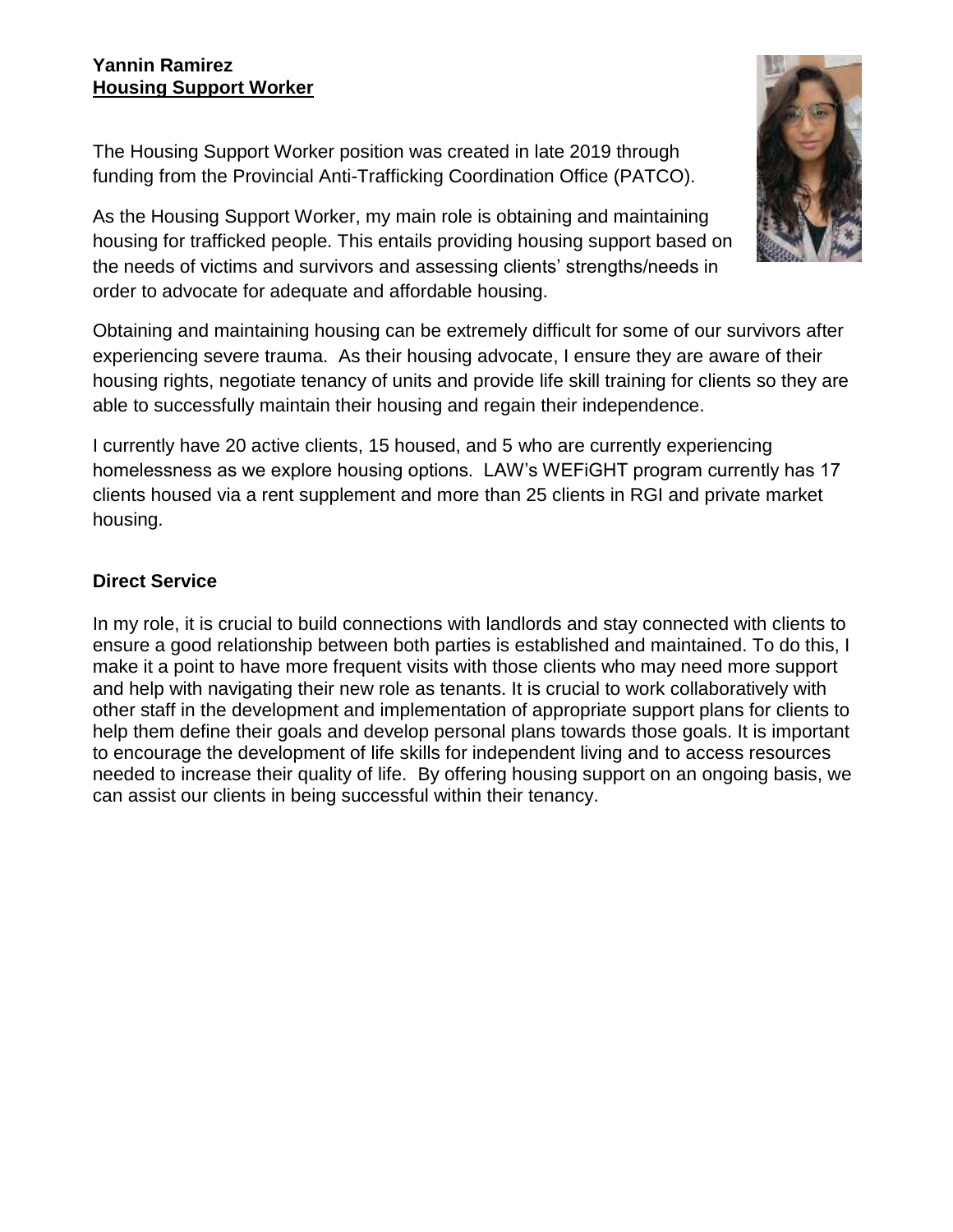**Yannin Ramirez**
**Housing Support Worker**

The Housing Support Worker position was created in late 2019 through funding from the Provincial Anti-Trafficking Coordination Office (PATCO).

As the Housing Support Worker, my main role is obtaining and maintaining housing for trafficked people. This entails providing housing support based on the needs of victims and survivors and assessing clients' strengths/needs in order to advocate for adequate and affordable housing.

Obtaining and maintaining housing can be extremely difficult for some of our survivors after experiencing severe trauma. As their housing advocate, I ensure they are aware of their housing rights, negotiate tenancy of units and provide life skill training for clients so they are able to successfully maintain their housing and regain their independence.

I currently have 20 active clients, 15 housed, and 5 who are currently experiencing homelessness as we explore housing options. LAW's WEFiGHT program currently has 17 clients housed via a rent supplement and more than 25 clients in RGI and private market housing.

## Direct Service

In my role, it is crucial to build connections with landlords and stay connected with clients to ensure a good relationship between both parties is established and maintained. To do this, I make it a point to have more frequent visits with those clients who may need more support and help with navigating their new role as tenants. It is crucial to work collaboratively with other staff in the development and implementation of appropriate support plans for clients to help them define their goals and develop personal plans towards those goals. It is important to encourage the development of life skills for independent living and to access resources needed to increase their quality of life. By offering housing support on an ongoing basis, we can assist our clients in being successful within their tenancy.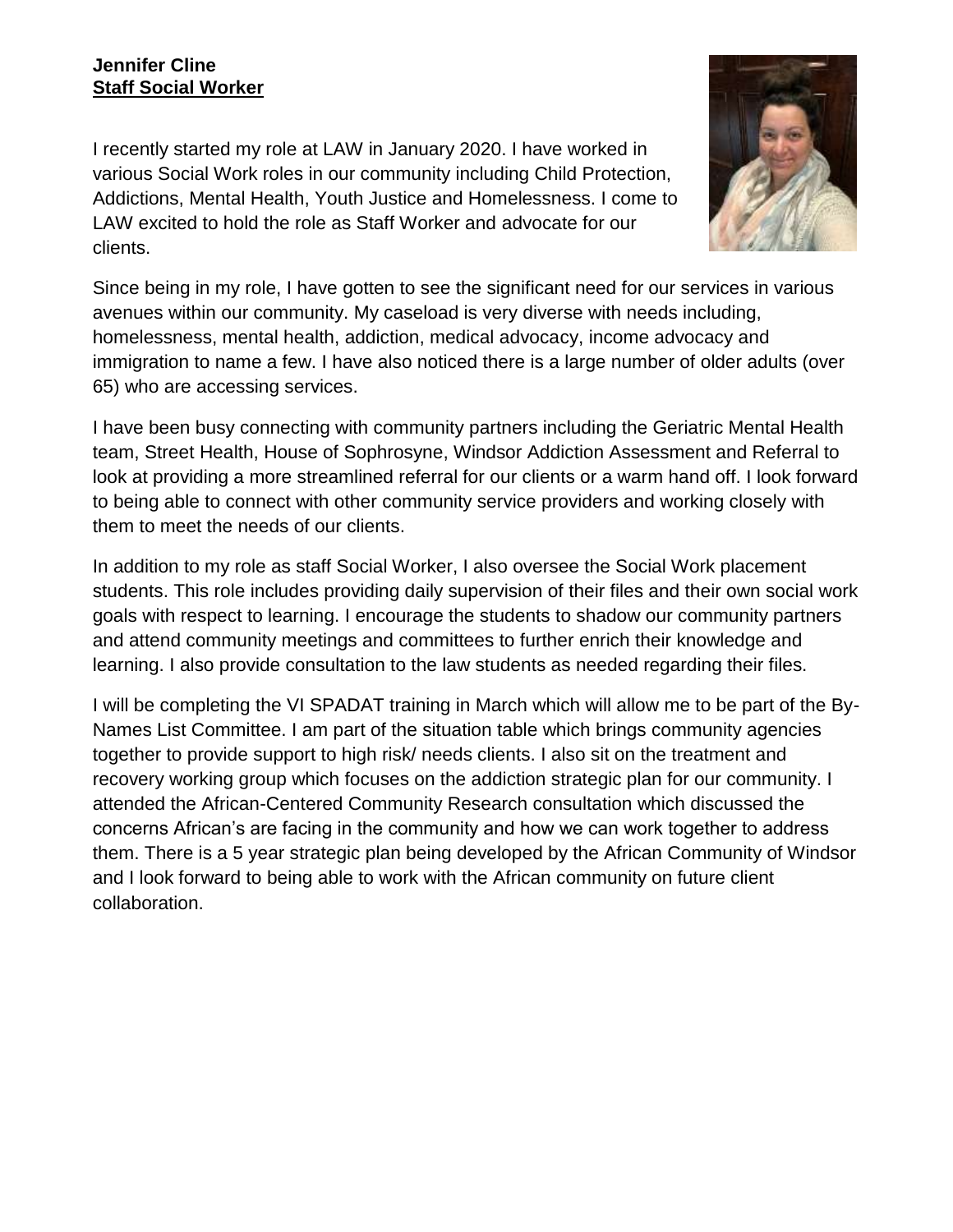**Jennifer Cline**
**Staff Social Worker**

I recently started my role at LAW in January 2020. I have worked in various Social Work roles in our community including Child Protection, Addictions, Mental Health, Youth Justice and Homelessness. I come to LAW excited to hold the role as Staff Worker and advocate for our clients.

Since being in my role, I have gotten to see the significant need for our services in various avenues within our community. My caseload is very diverse with needs including, homelessness, mental health, addiction, medical advocacy, income advocacy and immigration to name a few. I have also noticed there is a large number of older adults (over 65) who are accessing services.

I have been busy connecting with community partners including the Geriatric Mental Health team, Street Health, House of Sophrosyne, Windsor Addiction Assessment and Referral to look at providing a more streamlined referral for our clients or a warm hand off. I look forward to being able to connect with other community service providers and working closely with them to meet the needs of our clients.

In addition to my role as staff Social Worker, I also oversee the Social Work placement students. This role includes providing daily supervision of their files and their own social work goals with respect to learning. I encourage the students to shadow our community partners and attend community meetings and committees to further enrich their knowledge and learning. I also provide consultation to the law students as needed regarding their files.

I will be completing the VI SPADAT training in March which will allow me to be part of the By-Names List Committee. I am part of the situation table which brings community agencies together to provide support to high risk/ needs clients. I also sit on the treatment and recovery working group which focuses on the addiction strategic plan for our community. I attended the African-Centered Community Research consultation which discussed the concerns African's are facing in the community and how we can work together to address them. There is a 5 year strategic plan being developed by the African Community of Windsor and I look forward to being able to work with the African community on future client collaboration.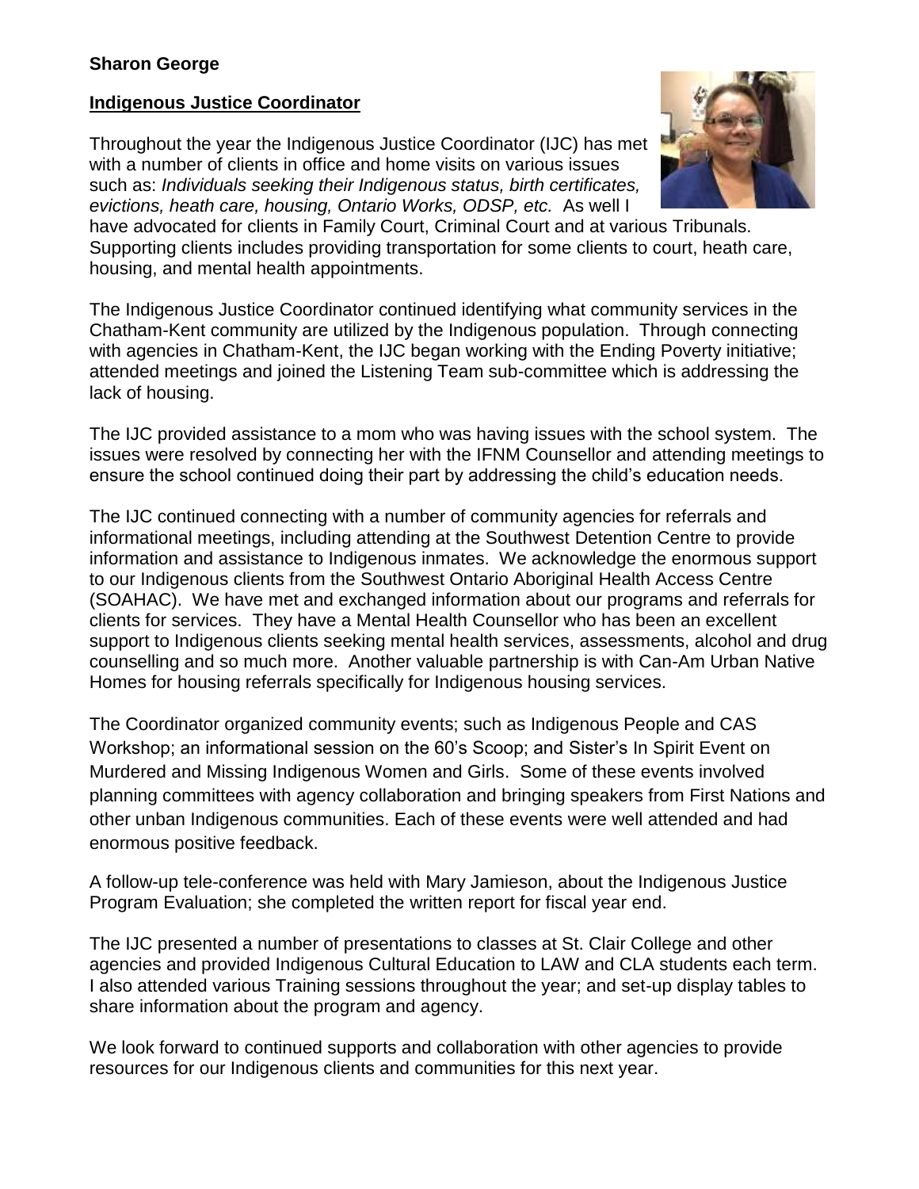**Sharon George**

**Indigenous Justice Coordinator**

Throughout the year the Indigenous Justice Coordinator (IJC) has met with a number of clients in office and home visits on various issues such as: *Individuals seeking their Indigenous status, birth certificates, evictions, heath care, housing, Ontario Works, ODSP, etc.* As well I have advocated for clients in Family Court, Criminal Court and at various Tribunals. Supporting clients includes providing transportation for some clients to court, heath care, housing, and mental health appointments.

The Indigenous Justice Coordinator continued identifying what community services in the Chatham-Kent community are utilized by the Indigenous population. Through connecting with agencies in Chatham-Kent, the IJC began working with the Ending Poverty initiative; attended meetings and joined the Listening Team sub-committee which is addressing the lack of housing.

The IJC provided assistance to a mom who was having issues with the school system. The issues were resolved by connecting her with the IFNM Counsellor and attending meetings to ensure the school continued doing their part by addressing the child's education needs.

The IJC continued connecting with a number of community agencies for referrals and informational meetings, including attending at the Southwest Detention Centre to provide information and assistance to Indigenous inmates. We acknowledge the enormous support to our Indigenous clients from the Southwest Ontario Aboriginal Health Access Centre (SOAHAC). We have met and exchanged information about our programs and referrals for clients for services. They have a Mental Health Counsellor who has been an excellent support to Indigenous clients seeking mental health services, assessments, alcohol and drug counselling and so much more. Another valuable partnership is with Can-Am Urban Native Homes for housing referrals specifically for Indigenous housing services.

The Coordinator organized community events; such as Indigenous People and CAS Workshop; an informational session on the 60's Scoop; and Sister's In Spirit Event on Murdered and Missing Indigenous Women and Girls. Some of these events involved planning committees with agency collaboration and bringing speakers from First Nations and other unban Indigenous communities. Each of these events were well attended and had enormous positive feedback.

A follow-up tele-conference was held with Mary Jamieson, about the Indigenous Justice Program Evaluation; she completed the written report for fiscal year end.

The IJC presented a number of presentations to classes at St. Clair College and other agencies and provided Indigenous Cultural Education to LAW and CLA students each term. I also attended various Training sessions throughout the year; and set-up display tables to share information about the program and agency.

We look forward to continued supports and collaboration with other agencies to provide resources for our Indigenous clients and communities for this next year.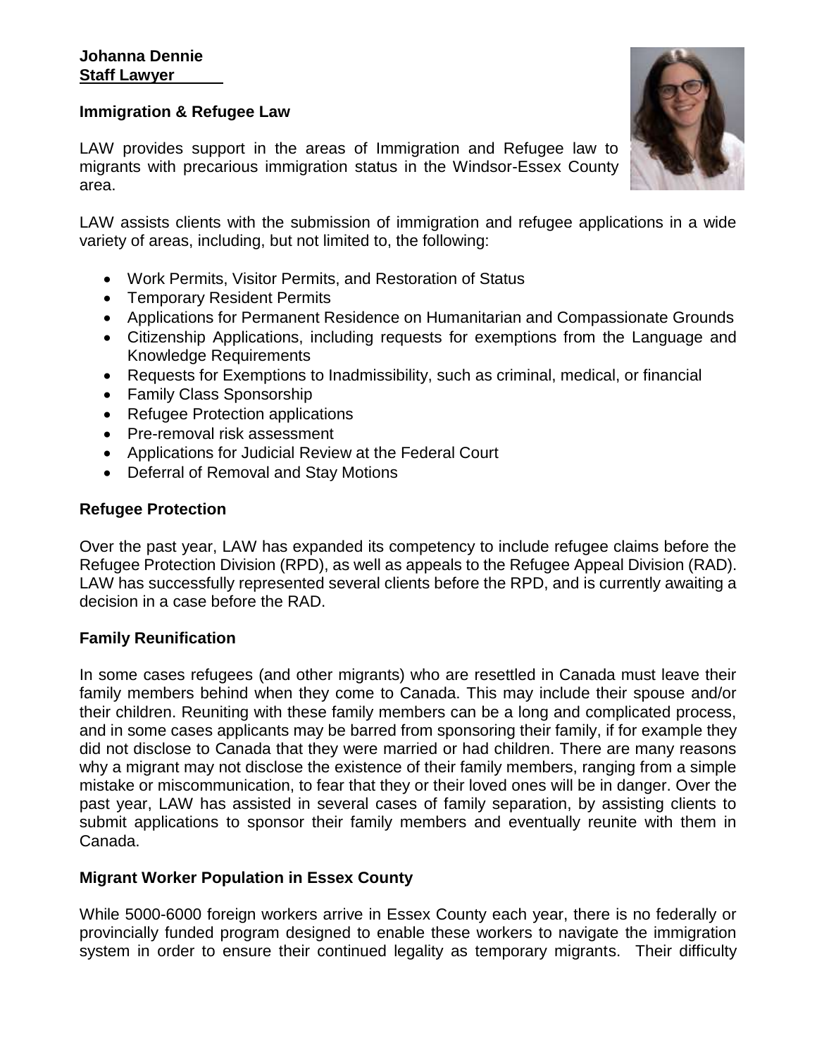**Johanna Dennie**
**Staff Lawyer**

**Immigration & Refugee Law**

LAW provides support in the areas of Immigration and Refugee law to migrants with precarious immigration status in the Windsor-Essex County area.

LAW assists clients with the submission of immigration and refugee applications in a wide variety of areas, including, but not limited to, the following:

- Work Permits, Visitor Permits, and Restoration of Status
- Temporary Resident Permits
- Applications for Permanent Residence on Humanitarian and Compassionate Grounds
- Citizenship Applications, including requests for exemptions from the Language and Knowledge Requirements
- Requests for Exemptions to Inadmissibility, such as criminal, medical, or financial
- Family Class Sponsorship
- Refugee Protection applications
- Pre-removal risk assessment
- Applications for Judicial Review at the Federal Court
- Deferral of Removal and Stay Motions

**Refugee Protection**

Over the past year, LAW has expanded its competency to include refugee claims before the Refugee Protection Division (RPD), as well as appeals to the Refugee Appeal Division (RAD). LAW has successfully represented several clients before the RPD, and is currently awaiting a decision in a case before the RAD.

**Family Reunification**

In some cases refugees (and other migrants) who are resettled in Canada must leave their family members behind when they come to Canada. This may include their spouse and/or their children. Reuniting with these family members can be a long and complicated process, and in some cases applicants may be barred from sponsoring their family, if for example they did not disclose to Canada that they were married or had children. There are many reasons why a migrant may not disclose the existence of their family members, ranging from a simple mistake or miscommunication, to fear that they or their loved ones will be in danger. Over the past year, LAW has assisted in several cases of family separation, by assisting clients to submit applications to sponsor their family members and eventually reunite with them in Canada.

**Migrant Worker Population in Essex County**

While 5000-6000 foreign workers arrive in Essex County each year, there is no federally or provincially funded program designed to enable these workers to navigate the immigration system in order to ensure their continued legality as temporary migrants. Their difficulty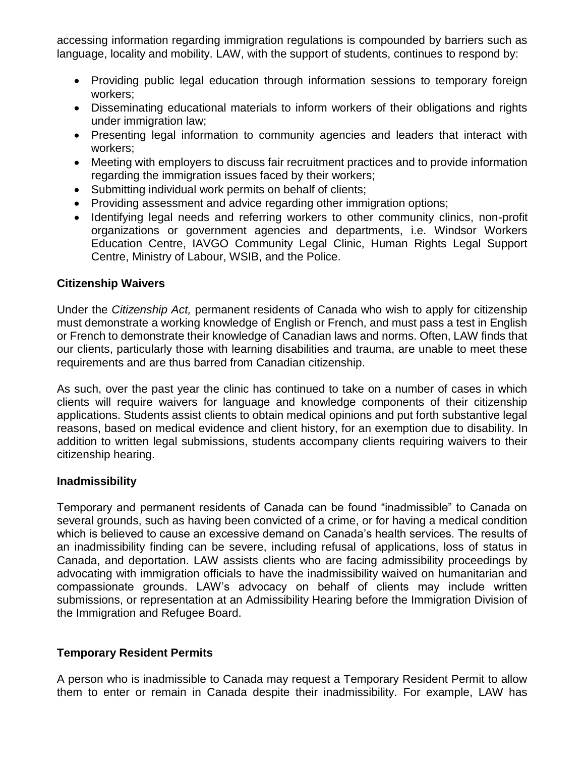accessing information regarding immigration regulations is compounded by barriers such as language, locality and mobility. LAW, with the support of students, continues to respond by:

- Providing public legal education through information sessions to temporary foreign workers;
- Disseminating educational materials to inform workers of their obligations and rights under immigration law;
- Presenting legal information to community agencies and leaders that interact with workers;
- Meeting with employers to discuss fair recruitment practices and to provide information regarding the immigration issues faced by their workers;
- Submitting individual work permits on behalf of clients;
- Providing assessment and advice regarding other immigration options;
- Identifying legal needs and referring workers to other community clinics, non-profit organizations or government agencies and departments, i.e. Windsor Workers Education Centre, IAVGO Community Legal Clinic, Human Rights Legal Support Centre, Ministry of Labour, WSIB, and the Police.

**Citizenship Waivers**

Under the *Citizenship Act,* permanent residents of Canada who wish to apply for citizenship must demonstrate a working knowledge of English or French, and must pass a test in English or French to demonstrate their knowledge of Canadian laws and norms. Often, LAW finds that our clients, particularly those with learning disabilities and trauma, are unable to meet these requirements and are thus barred from Canadian citizenship.

As such, over the past year the clinic has continued to take on a number of cases in which clients will require waivers for language and knowledge components of their citizenship applications. Students assist clients to obtain medical opinions and put forth substantive legal reasons, based on medical evidence and client history, for an exemption due to disability. In addition to written legal submissions, students accompany clients requiring waivers to their citizenship hearing.

**Inadmissibility**

Temporary and permanent residents of Canada can be found "inadmissible" to Canada on several grounds, such as having been convicted of a crime, or for having a medical condition which is believed to cause an excessive demand on Canada's health services. The results of an inadmissibility finding can be severe, including refusal of applications, loss of status in Canada, and deportation. LAW assists clients who are facing admissibility proceedings by advocating with immigration officials to have the inadmissibility waived on humanitarian and compassionate grounds. LAW's advocacy on behalf of clients may include written submissions, or representation at an Admissibility Hearing before the Immigration Division of the Immigration and Refugee Board.

**Temporary Resident Permits**

A person who is inadmissible to Canada may request a Temporary Resident Permit to allow them to enter or remain in Canada despite their inadmissibility. For example, LAW has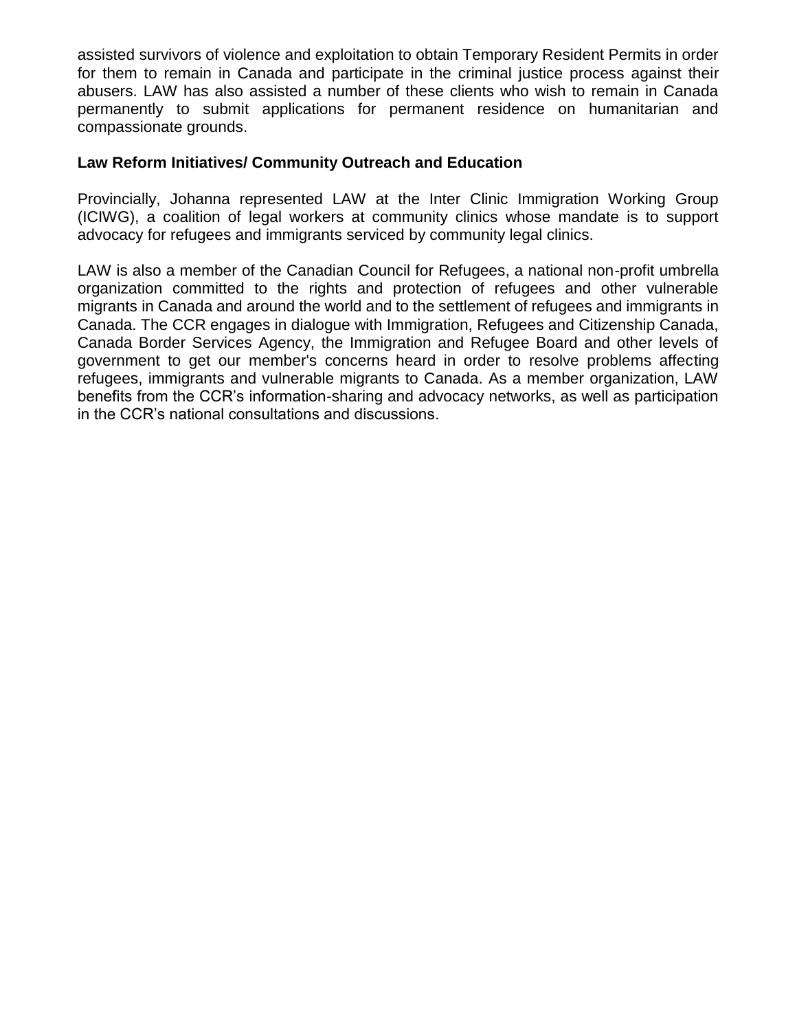assisted survivors of violence and exploitation to obtain Temporary Resident Permits in order for them to remain in Canada and participate in the criminal justice process against their abusers. LAW has also assisted a number of these clients who wish to remain in Canada permanently to submit applications for permanent residence on humanitarian and compassionate grounds.

**Law Reform Initiatives/ Community Outreach and Education**

Provincially, Johanna represented LAW at the Inter Clinic Immigration Working Group (ICIWG), a coalition of legal workers at community clinics whose mandate is to support advocacy for refugees and immigrants serviced by community legal clinics.

LAW is also a member of the Canadian Council for Refugees, a national non-profit umbrella organization committed to the rights and protection of refugees and other vulnerable migrants in Canada and around the world and to the settlement of refugees and immigrants in Canada. The CCR engages in dialogue with Immigration, Refugees and Citizenship Canada, Canada Border Services Agency, the Immigration and Refugee Board and other levels of government to get our member's concerns heard in order to resolve problems affecting refugees, immigrants and vulnerable migrants to Canada. As a member organization, LAW benefits from the CCR's information-sharing and advocacy networks, as well as participation in the CCR's national consultations and discussions.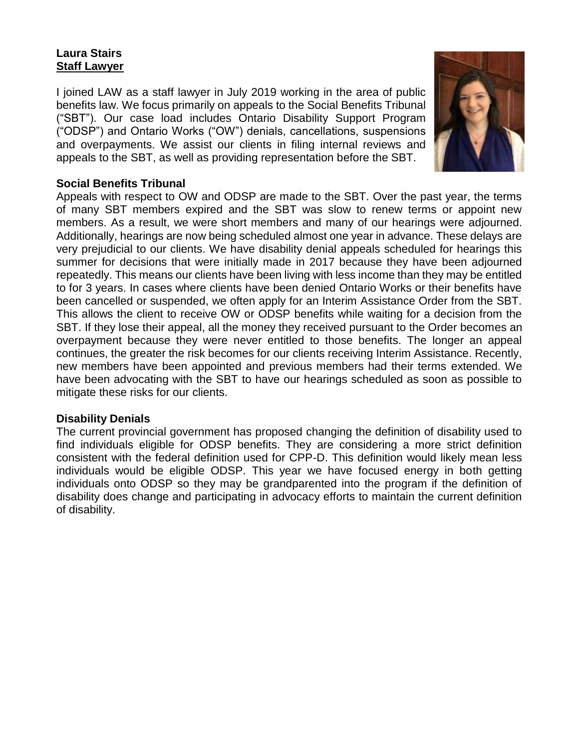**Laura Stairs**
**Staff Lawyer**

I joined LAW as a staff lawyer in July 2019 working in the area of public benefits law. We focus primarily on appeals to the Social Benefits Tribunal ("SBT"). Our case load includes Ontario Disability Support Program ("ODSP") and Ontario Works ("OW") denials, cancellations, suspensions and overpayments. We assist our clients in filing internal reviews and appeals to the SBT, as well as providing representation before the SBT.

**Social Benefits Tribunal**

Appeals with respect to OW and ODSP are made to the SBT. Over the past year, the terms of many SBT members expired and the SBT was slow to renew terms or appoint new members. As a result, we were short members and many of our hearings were adjourned. Additionally, hearings are now being scheduled almost one year in advance. These delays are very prejudicial to our clients. We have disability denial appeals scheduled for hearings this summer for decisions that were initially made in 2017 because they have been adjourned repeatedly. This means our clients have been living with less income than they may be entitled to for 3 years. In cases where clients have been denied Ontario Works or their benefits have been cancelled or suspended, we often apply for an Interim Assistance Order from the SBT. This allows the client to receive OW or ODSP benefits while waiting for a decision from the SBT. If they lose their appeal, all the money they received pursuant to the Order becomes an overpayment because they were never entitled to those benefits. The longer an appeal continues, the greater the risk becomes for our clients receiving Interim Assistance. Recently, new members have been appointed and previous members had their terms extended. We have been advocating with the SBT to have our hearings scheduled as soon as possible to mitigate these risks for our clients.

**Disability Denials**

The current provincial government has proposed changing the definition of disability used to find individuals eligible for ODSP benefits. They are considering a more strict definition consistent with the federal definition used for CPP-D. This definition would likely mean less individuals would be eligible ODSP. This year we have focused energy in both getting individuals onto ODSP so they may be grandparented into the program if the definition of disability does change and participating in advocacy efforts to maintain the current definition of disability.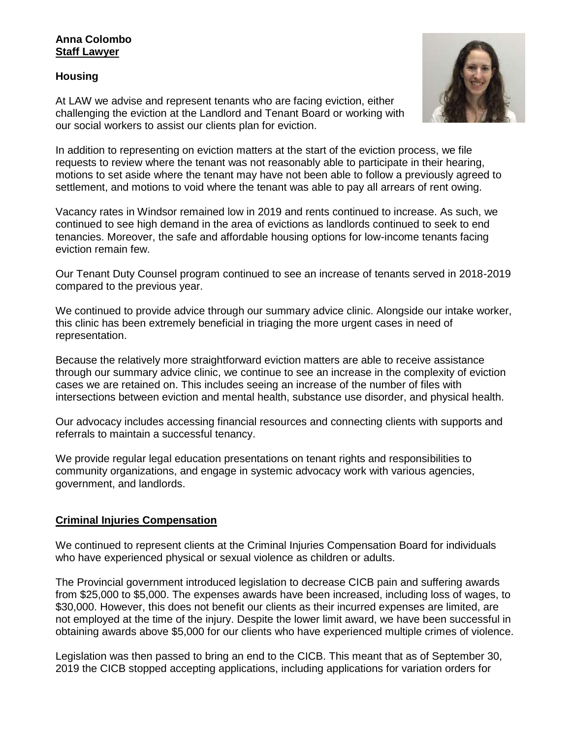**Anna Colombo**
**Staff Lawyer**

**Housing**

At LAW we advise and represent tenants who are facing eviction, either challenging the eviction at the Landlord and Tenant Board or working with our social workers to assist our clients plan for eviction.

In addition to representing on eviction matters at the start of the eviction process, we file requests to review where the tenant was not reasonably able to participate in their hearing, motions to set aside where the tenant may have not been able to follow a previously agreed to settlement, and motions to void where the tenant was able to pay all arrears of rent owing.

Vacancy rates in Windsor remained low in 2019 and rents continued to increase. As such, we continued to see high demand in the area of evictions as landlords continued to seek to end tenancies. Moreover, the safe and affordable housing options for low-income tenants facing eviction remain few.

Our Tenant Duty Counsel program continued to see an increase of tenants served in 2018-2019 compared to the previous year.

We continued to provide advice through our summary advice clinic. Alongside our intake worker, this clinic has been extremely beneficial in triaging the more urgent cases in need of representation.

Because the relatively more straightforward eviction matters are able to receive assistance through our summary advice clinic, we continue to see an increase in the complexity of eviction cases we are retained on. This includes seeing an increase of the number of files with intersections between eviction and mental health, substance use disorder, and physical health.

Our advocacy includes accessing financial resources and connecting clients with supports and referrals to maintain a successful tenancy.

We provide regular legal education presentations on tenant rights and responsibilities to community organizations, and engage in systemic advocacy work with various agencies, government, and landlords.

**Criminal Injuries Compensation**

We continued to represent clients at the Criminal Injuries Compensation Board for individuals who have experienced physical or sexual violence as children or adults.

The Provincial government introduced legislation to decrease CICB pain and suffering awards from $25,000 to $5,000. The expenses awards have been increased, including loss of wages, to $30,000. However, this does not benefit our clients as their incurred expenses are limited, are not employed at the time of the injury. Despite the lower limit award, we have been successful in obtaining awards above $5,000 for our clients who have experienced multiple crimes of violence.

Legislation was then passed to bring an end to the CICB. This meant that as of September 30, 2019 the CICB stopped accepting applications, including applications for variation orders for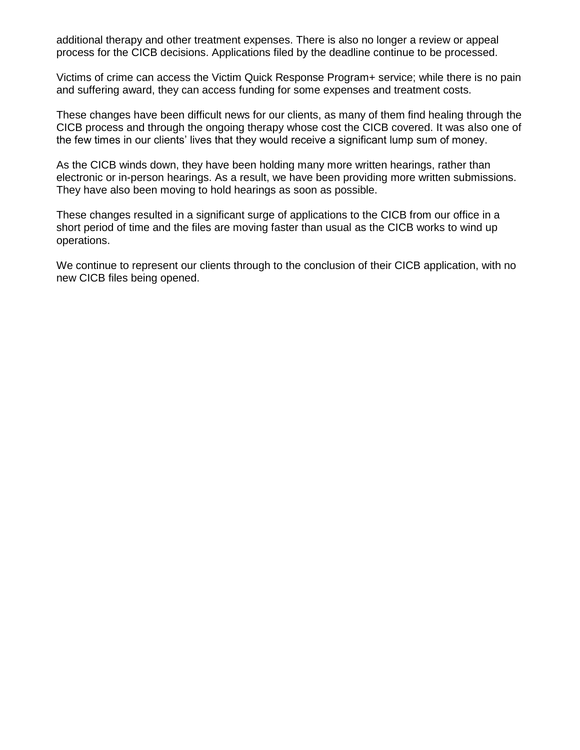additional therapy and other treatment expenses. There is also no longer a review or appeal process for the CICB decisions. Applications filed by the deadline continue to be processed.

Victims of crime can access the Victim Quick Response Program+ service; while there is no pain and suffering award, they can access funding for some expenses and treatment costs.

These changes have been difficult news for our clients, as many of them find healing through the CICB process and through the ongoing therapy whose cost the CICB covered. It was also one of the few times in our clients' lives that they would receive a significant lump sum of money.

As the CICB winds down, they have been holding many more written hearings, rather than electronic or in-person hearings. As a result, we have been providing more written submissions. They have also been moving to hold hearings as soon as possible.

These changes resulted in a significant surge of applications to the CICB from our office in a short period of time and the files are moving faster than usual as the CICB works to wind up operations.

We continue to represent our clients through to the conclusion of their CICB application, with no new CICB files being opened.